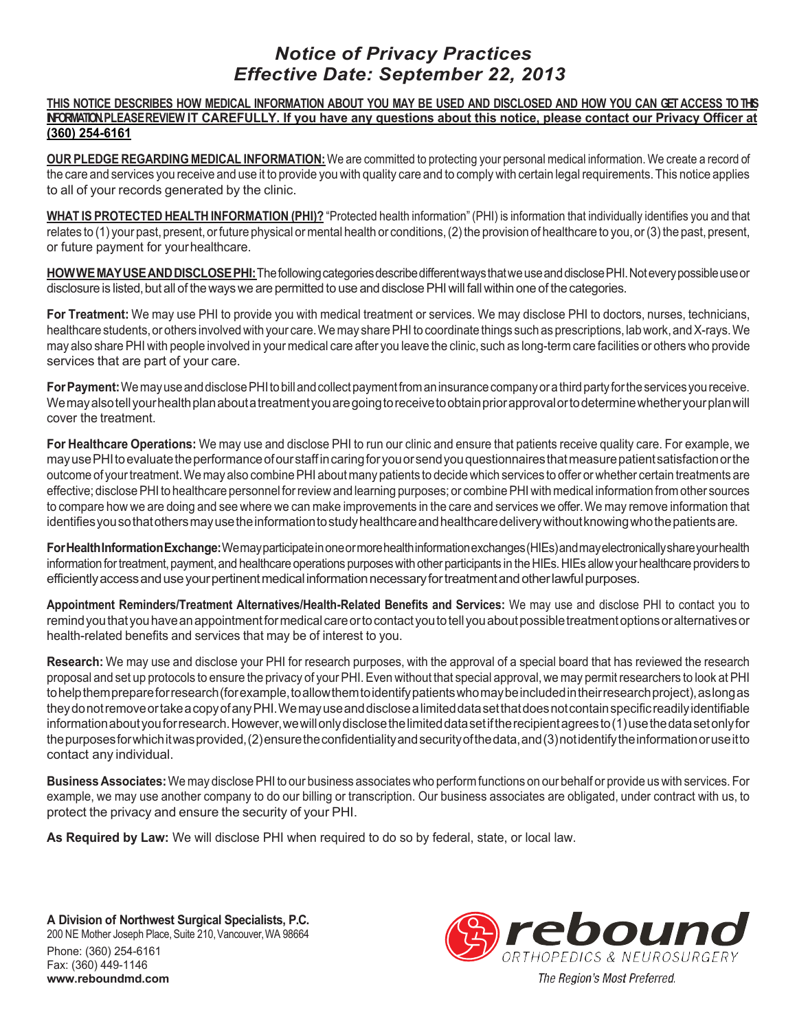# *Notice of Privacy Practices*
## *Effective Date: September 22, 2013*

**THIS NOTICE DESCRIBES HOW MEDICAL INFORMATION ABOUT YOU MAY BE USED AND DISCLOSED AND HOW YOU CAN GET ACCESS TO THIS INFORMATION. PLEASE REVIEW IT CAREFULLY. If you have any questions about this notice, please contact our Privacy Officer at (360) 254-6161**

**OUR PLEDGE REGARDING MEDICAL INFORMATION:** We are committed to protecting your personal medical information. We create a record of the care and services you receive and use it to provide you with quality care and to comply with certain legal requirements. This notice applies to all of your records generated by the clinic.

**WHAT IS PROTECTED HEALTH INFORMATION (PHI)?** "Protected health information" (PHI) is information that individually identifies you and that relates to (1) your past, present, or future physical or mental health or conditions, (2) the provision of healthcare to you, or (3) the past, present, or future payment for your healthcare.

**HOW WE MAY USE AND DISCLOSE PHI:** The following categories describe different ways that we use and disclose PHI. Not every possible use or disclosure is listed, but all of the ways we are permitted to use and disclose PHI will fall within one of the categories.

**For Treatment:** We may use PHI to provide you with medical treatment or services. We may disclose PHI to doctors, nurses, technicians, healthcare students, or others involved with your care. We may share PHI to coordinate things such as prescriptions, lab work, and X-rays. We may also share PHI with people involved in your medical care after you leave the clinic, such as long-term care facilities or others who provide services that are part of your care.

**For Payment:** We may use and disclose PHI to bill and collect payment from an insurance company or a third party for the services you receive. We may also tell your health plan about a treatment you are going to receive to obtain prior approval or to determine whether your plan will cover the treatment.

**For Healthcare Operations:** We may use and disclose PHI to run our clinic and ensure that patients receive quality care. For example, we may use PHI to evaluate the performance of our staff in caring for you or send you questionnaires that measure patient satisfaction or the outcome of your treatment. We may also combine PHI about many patients to decide which services to offer or whether certain treatments are effective; disclose PHI to healthcare personnel for review and learning purposes; or combine PHI with medical information from other sources to compare how we are doing and see where we can make improvements in the care and services we offer. We may remove information that identifies you so that others may use the information to study healthcare and healthcare delivery without knowing who the patients are.

**For Health Information Exchange:** We may participate in one or more health information exchanges (HIEs) and may electronically share your health information for treatment, payment, and healthcare operations purposes with other participants in the HIEs. HIEs allow your healthcare providers to efficiently access and use your pertinent medical information necessary for treatment and other lawful purposes.

**Appointment Reminders/Treatment Alternatives/Health-Related Benefits and Services:** We may use and disclose PHI to contact you to remind you that you have an appointment for medical care or to contact you to tell you about possible treatment options or alternatives or health-related benefits and services that may be of interest to you.

**Research:** We may use and disclose your PHI for research purposes, with the approval of a special board that has reviewed the research proposal and set up protocols to ensure the privacy of your PHI. Even without that special approval, we may permit researchers to look at PHI to help them prepare for research (for example, to allow them to identify patients who may be included in their research project), as long as they do not remove or take a copy of any PHI. We may use and disclose a limited data set that does not contain specific readily identifiable information about you for research. However, we will only disclose the limited data set if the recipient agrees to (1) use the data set only for the purposes for which it was provided, (2) ensure the confidentiality and security of the data, and (3) not identify the information or use it to contact any individual.

**Business Associates:** We may disclose PHI to our business associates who perform functions on our behalf or provide us with services. For example, we may use another company to do our billing or transcription. Our business associates are obligated, under contract with us, to protect the privacy and ensure the security of your PHI.

**As Required by Law:** We will disclose PHI when required to do so by federal, state, or local law.

**A Division of Northwest Surgical Specialists, P.C.**
200 NE Mother Joseph Place, Suite 210, Vancouver, WA 98664
Phone: (360) 254-6161
Fax: (360) 449-1146
**www.reboundmd.com**

**rebound** ORTHOPEDICS & NEUROSURGERY
*The Region's Most Preferred.*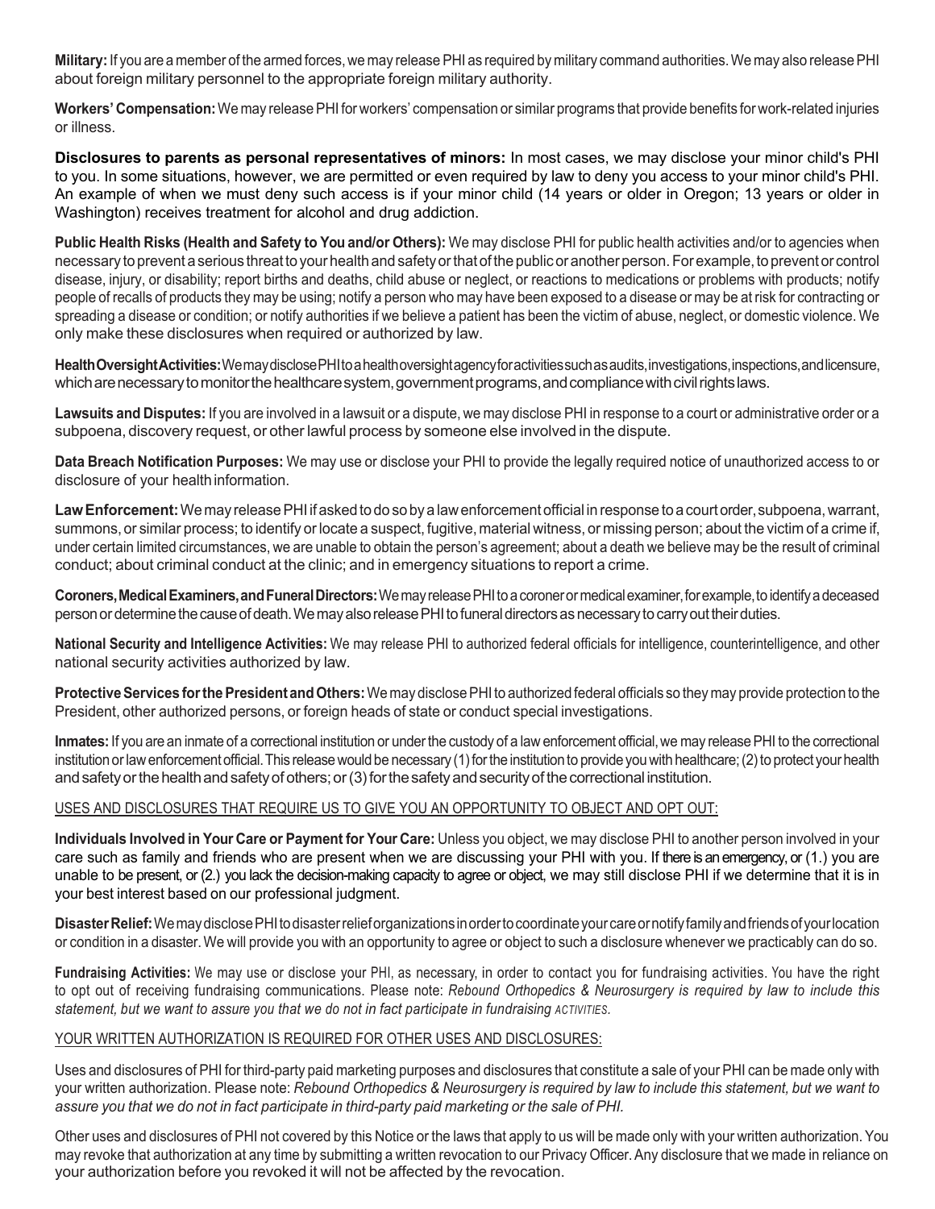**Military:** If you are a member of the armed forces, we may release PHI as required by military command authorities. We may also release PHI about foreign military personnel to the appropriate foreign military authority.

**Workers' Compensation:** We may release PHI for workers' compensation or similar programs that provide benefits for work-related injuries or illness.

**Disclosures to parents as personal representatives of minors:** In most cases, we may disclose your minor child's PHI to you. In some situations, however, we are permitted or even required by law to deny you access to your minor child's PHI. An example of when we must deny such access is if your minor child (14 years or older in Oregon; 13 years or older in Washington) receives treatment for alcohol and drug addiction.

**Public Health Risks (Health and Safety to You and/or Others):** We may disclose PHI for public health activities and/or to agencies when necessary to prevent a serious threat to your health and safety or that of the public or another person. For example, to prevent or control disease, injury, or disability; report births and deaths, child abuse or neglect, or reactions to medications or problems with products; notify people of recalls of products they may be using; notify a person who may have been exposed to a disease or may be at risk for contracting or spreading a disease or condition; or notify authorities if we believe a patient has been the victim of abuse, neglect, or domestic violence. We only make these disclosures when required or authorized by law.

**Health Oversight Activities:** We may disclose PHI to a health oversight agency for activities such as audits, investigations, inspections, and licensure, which are necessary to monitor the healthcare system, government programs, and compliance with civil rights laws.

**Lawsuits and Disputes:** If you are involved in a lawsuit or a dispute, we may disclose PHI in response to a court or administrative order or a subpoena, discovery request, or other lawful process by someone else involved in the dispute.

**Data Breach Notification Purposes:** We may use or disclose your PHI to provide the legally required notice of unauthorized access to or disclosure of your health information.

**Law Enforcement:** We may release PHI if asked to do so by a law enforcement official in response to a court order, subpoena, warrant, summons, or similar process; to identify or locate a suspect, fugitive, material witness, or missing person; about the victim of a crime if, under certain limited circumstances, we are unable to obtain the person's agreement; about a death we believe may be the result of criminal conduct; about criminal conduct at the clinic; and in emergency situations to report a crime.

**Coroners, Medical Examiners, and Funeral Directors:** We may release PHI to a coroner or medical examiner, for example, to identify a deceased person or determine the cause of death. We may also release PHI to funeral directors as necessary to carry out their duties.

**National Security and Intelligence Activities:** We may release PHI to authorized federal officials for intelligence, counterintelligence, and other national security activities authorized by law.

**Protective Services for the President and Others:** We may disclose PHI to authorized federal officials so they may provide protection to the President, other authorized persons, or foreign heads of state or conduct special investigations.

**Inmates:** If you are an inmate of a correctional institution or under the custody of a law enforcement official, we may release PHI to the correctional institution or law enforcement official. This release would be necessary (1) for the institution to provide you with healthcare; (2) to protect your health and safety or the health and safety of others; or (3) for the safety and security of the correctional institution.

USES AND DISCLOSURES THAT REQUIRE US TO GIVE YOU AN OPPORTUNITY TO OBJECT AND OPT OUT:

**Individuals Involved in Your Care or Payment for Your Care:** Unless you object, we may disclose PHI to another person involved in your care such as family and friends who are present when we are discussing your PHI with you. If there is an emergency, or (1.) you are unable to be present, or (2.) you lack the decision-making capacity to agree or object, we may still disclose PHI if we determine that it is in your best interest based on our professional judgment.

**Disaster Relief:** We may disclose PHI to disaster relief organizations in order to coordinate your care or notify family and friends of your location or condition in a disaster. We will provide you with an opportunity to agree or object to such a disclosure whenever we practicably can do so.

**Fundraising Activities:** We may use or disclose your PHI, as necessary, in order to contact you for fundraising activities. You have the right to opt out of receiving fundraising communications. Please note: *Rebound Orthopedics & Neurosurgery is required by law to include this statement, but we want to assure you that we do not in fact participate in fundraising ACTIVITIES.*

YOUR WRITTEN AUTHORIZATION IS REQUIRED FOR OTHER USES AND DISCLOSURES:

Uses and disclosures of PHI for third-party paid marketing purposes and disclosures that constitute a sale of your PHI can be made only with your written authorization. Please note: *Rebound Orthopedics & Neurosurgery is required by law to include this statement, but we want to assure you that we do not in fact participate in third-party paid marketing or the sale of PHI.*

Other uses and disclosures of PHI not covered by this Notice or the laws that apply to us will be made only with your written authorization. You may revoke that authorization at any time by submitting a written revocation to our Privacy Officer. Any disclosure that we made in reliance on your authorization before you revoked it will not be affected by the revocation.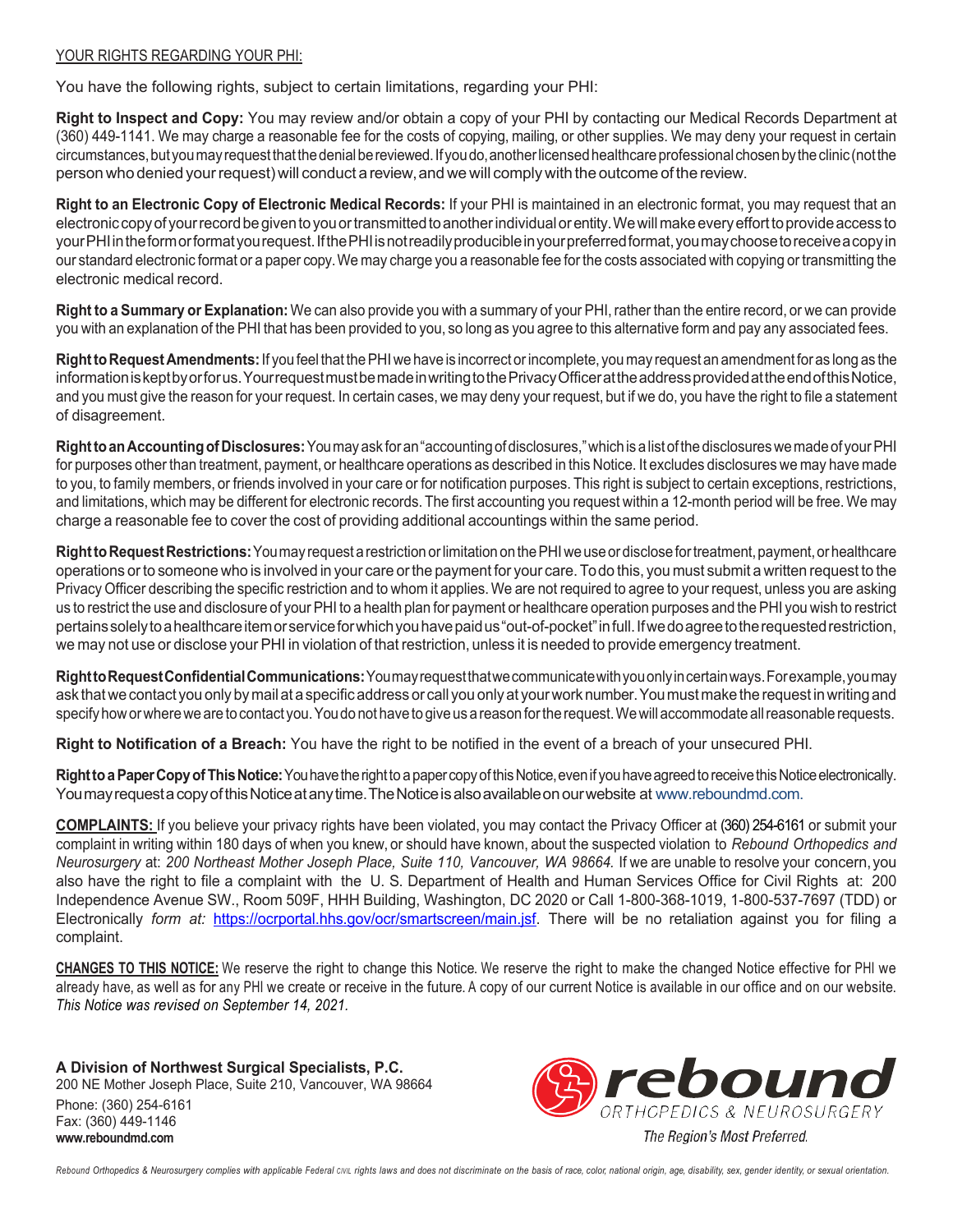YOUR RIGHTS REGARDING YOUR PHI:

You have the following rights, subject to certain limitations, regarding your PHI:

**Right to Inspect and Copy:** You may review and/or obtain a copy of your PHI by contacting our Medical Records Department at (360) 449-1141. We may charge a reasonable fee for the costs of copying, mailing, or other supplies. We may deny your request in certain circumstances, but you may request that the denial be reviewed. If you do, another licensed healthcare professional chosen by the clinic (not the person who denied your request) will conduct a review, and we will comply with the outcome of the review.

**Right to an Electronic Copy of Electronic Medical Records:** If your PHI is maintained in an electronic format, you may request that an electronic copy of your record be given to you or transmitted to another individual or entity. We will make every effort to provide access to your PHI in the form or format you request. If the PHI is not readily producible in your preferred format, you may choose to receive a copy in our standard electronic format or a paper copy. We may charge you a reasonable fee for the costs associated with copying or transmitting the electronic medical record.

**Right to a Summary or Explanation:** We can also provide you with a summary of your PHI, rather than the entire record, or we can provide you with an explanation of the PHI that has been provided to you, so long as you agree to this alternative form and pay any associated fees.

**Right to Request Amendments:** If you feel that the PHI we have is incorrect or incomplete, you may request an amendment for as long as the information is kept by or for us. Your request must be made in writing to the Privacy Officer at the address provided at the end of this Notice, and you must give the reason for your request. In certain cases, we may deny your request, but if we do, you have the right to file a statement of disagreement.

**Right to an Accounting of Disclosures:** You may ask for an "accounting of disclosures," which is a list of the disclosures we made of your PHI for purposes other than treatment, payment, or healthcare operations as described in this Notice. It excludes disclosures we may have made to you, to family members, or friends involved in your care or for notification purposes. This right is subject to certain exceptions, restrictions, and limitations, which may be different for electronic records. The first accounting you request within a 12-month period will be free. We may charge a reasonable fee to cover the cost of providing additional accountings within the same period.

**Right to Request Restrictions:** You may request a restriction or limitation on the PHI we use or disclose for treatment, payment, or healthcare operations or to someone who is involved in your care or the payment for your care. To do this, you must submit a written request to the Privacy Officer describing the specific restriction and to whom it applies. We are not required to agree to your request, unless you are asking us to restrict the use and disclosure of your PHI to a health plan for payment or healthcare operation purposes and the PHI you wish to restrict pertains solely to a healthcare item or service for which you have paid us "out-of-pocket" in full. If we do agree to the requested restriction, we may not use or disclose your PHI in violation of that restriction, unless it is needed to provide emergency treatment.

**Right to Request Confidential Communications:** You may request that we communicate with you only in certain ways. For example, you may ask that we contact you only by mail at a specific address or call you only at your work number. You must make the request in writing and specify how or where we are to contact you. You do not have to give us a reason for the request. We will accommodate all reasonable requests.

**Right to Notification of a Breach:** You have the right to be notified in the event of a breach of your unsecured PHI.

**Right to a Paper Copy of This Notice:** You have the right to a paper copy of this Notice, even if you have agreed to receive this Notice electronically. You may request a copy of this Notice at any time. The Notice is also available on our website at www.reboundmd.com.

**COMPLAINTS:** If you believe your privacy rights have been violated, you may contact the Privacy Officer at (360) 254-6161 or submit your complaint in writing within 180 days of when you knew, or should have known, about the suspected violation to *Rebound Orthopedics and Neurosurgery* at: *200 Northeast Mother Joseph Place, Suite 110, Vancouver, WA 98664.* If we are unable to resolve your concern, you also have the right to file a complaint with the U. S. Department of Health and Human Services Office for Civil Rights at: 200 Independence Avenue SW., Room 509F, HHH Building, Washington, DC 2020 or Call 1-800-368-1019, 1-800-537-7697 (TDD) or Electronically *form at:* https://ocrportal.hhs.gov/ocr/smartscreen/main.jsf. There will be no retaliation against you for filing a complaint.

**CHANGES TO THIS NOTICE:** We reserve the right to change this Notice. We reserve the right to make the changed Notice effective for PHI we already have, as well as for any PHI we create or receive in the future. A copy of our current Notice is available in our office and on our website. *This Notice was revised on September 14, 2021.*

**A Division of Northwest Surgical Specialists, P.C.**
200 NE Mother Joseph Place, Suite 210, Vancouver, WA 98664
Phone: (360) 254-6161
Fax: (360) 449-1146
**www.reboundmd.com**

rebound ORTHOPEDICS & NEUROSURGERY
*The Region's Most Preferred.*

*Rebound Orthopedics & Neurosurgery complies with applicable Federal civil rights laws and does not discriminate on the basis of race, color, national origin, age, disability, sex, gender identity, or sexual orientation.*